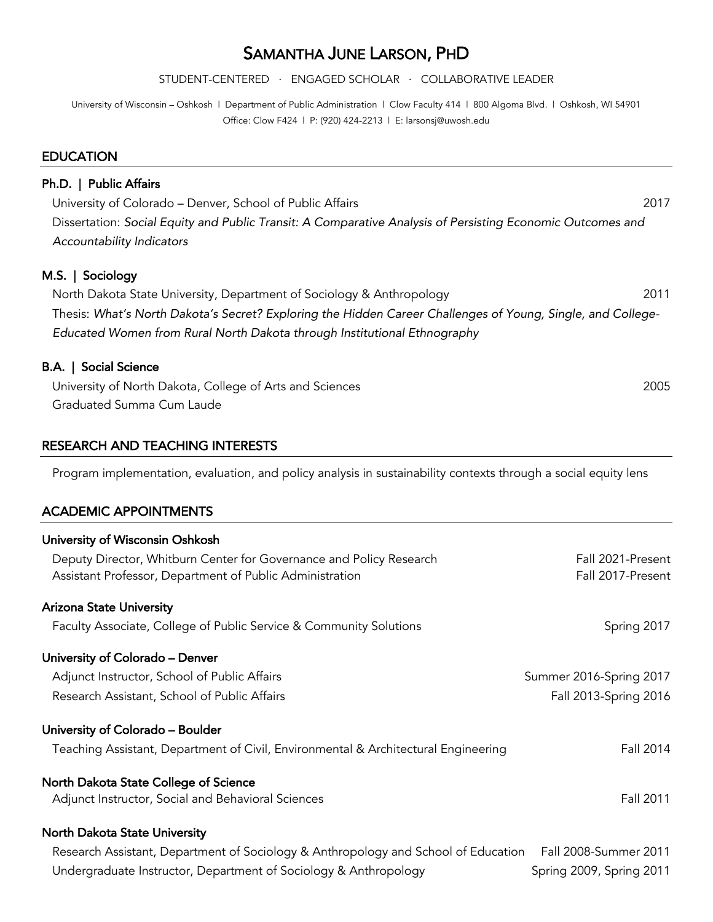# Samantha June Larson, PhD

STUDENT-CENTERED · ENGAGED SCHOLAR · COLLABORATIVE LEADER

University of Wisconsin – Oshkosh | Department of Public Administration | Clow Faculty 414 | 800 Algoma Blvd. | Oshkosh, WI 54901
Office: Clow F424 | P: (920) 424-2213 | E: larsonsj@uwosh.edu

## EDUCATION

**Ph.D. | Public Affairs**
University of Colorado – Denver, School of Public Affairs — 2017
Dissertation: *Social Equity and Public Transit: A Comparative Analysis of Persisting Economic Outcomes and Accountability Indicators*

**M.S. | Sociology**
North Dakota State University, Department of Sociology & Anthropology — 2011
Thesis: *What's North Dakota's Secret? Exploring the Hidden Career Challenges of Young, Single, and College-Educated Women from Rural North Dakota through Institutional Ethnography*

**B.A. | Social Science**
University of North Dakota, College of Arts and Sciences — 2005
Graduated Summa Cum Laude

## RESEARCH AND TEACHING INTERESTS

Program implementation, evaluation, and policy analysis in sustainability contexts through a social equity lens

## ACADEMIC APPOINTMENTS

**University of Wisconsin Oshkosh**
Deputy Director, Whitburn Center for Governance and Policy Research — Fall 2021-Present
Assistant Professor, Department of Public Administration — Fall 2017-Present

**Arizona State University**
Faculty Associate, College of Public Service & Community Solutions — Spring 2017

**University of Colorado – Denver**
Adjunct Instructor, School of Public Affairs — Summer 2016-Spring 2017
Research Assistant, School of Public Affairs — Fall 2013-Spring 2016

**University of Colorado – Boulder**
Teaching Assistant, Department of Civil, Environmental & Architectural Engineering — Fall 2014

**North Dakota State College of Science**
Adjunct Instructor, Social and Behavioral Sciences — Fall 2011

**North Dakota State University**
Research Assistant, Department of Sociology & Anthropology and School of Education — Fall 2008-Summer 2011
Undergraduate Instructor, Department of Sociology & Anthropology — Spring 2009, Spring 2011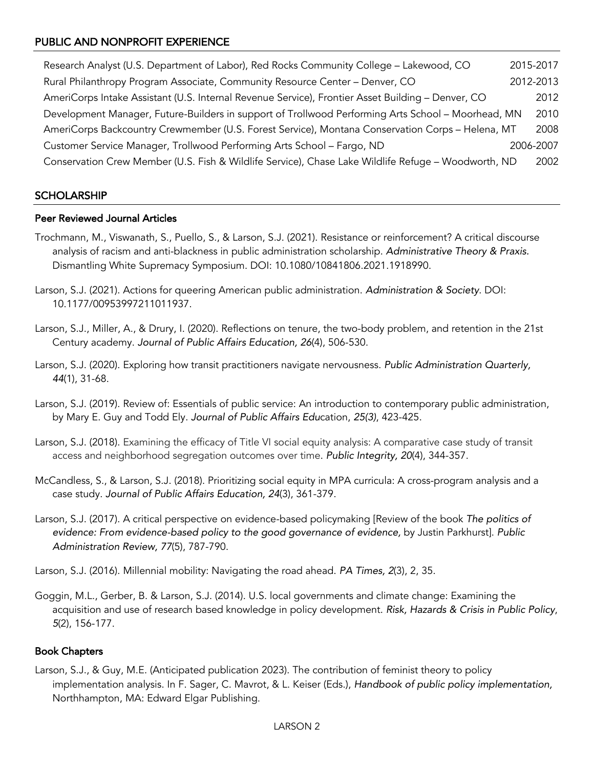## PUBLIC AND NONPROFIT EXPERIENCE

Research Analyst (U.S. Department of Labor), Red Rocks Community College – Lakewood, CO 2015-2017

Rural Philanthropy Program Associate, Community Resource Center – Denver, CO 2012-2013

AmeriCorps Intake Assistant (U.S. Internal Revenue Service), Frontier Asset Building – Denver, CO 2012

Development Manager, Future-Builders in support of Trollwood Performing Arts School – Moorhead, MN 2010

AmeriCorps Backcountry Crewmember (U.S. Forest Service), Montana Conservation Corps – Helena, MT 2008

Customer Service Manager, Trollwood Performing Arts School – Fargo, ND 2006-2007

Conservation Crew Member (U.S. Fish & Wildlife Service), Chase Lake Wildlife Refuge – Woodworth, ND 2002

## SCHOLARSHIP

### Peer Reviewed Journal Articles

Trochmann, M., Viswanath, S., Puello, S., & Larson, S.J. (2021). Resistance or reinforcement? A critical discourse analysis of racism and anti-blackness in public administration scholarship. *Administrative Theory & Praxis.* Dismantling White Supremacy Symposium. DOI: 10.1080/10841806.2021.1918990.

Larson, S.J. (2021). Actions for queering American public administration. *Administration & Society*. DOI: 10.1177/00953997211011937.

Larson, S.J., Miller, A., & Drury, I. (2020). Reflections on tenure, the two-body problem, and retention in the 21st Century academy. *Journal of Public Affairs Education, 26*(4), 506-530.

Larson, S.J. (2020). Exploring how transit practitioners navigate nervousness. *Public Administration Quarterly, 44*(1), 31-68.

Larson, S.J. (2019). Review of: Essentials of public service: An introduction to contemporary public administration, by Mary E. Guy and Todd Ely. *Journal of Public Affairs Edu*cation, *25(3)*, 423-425.

Larson, S.J. (2018). Examining the efficacy of Title VI social equity analysis: A comparative case study of transit access and neighborhood segregation outcomes over time. *Public Integrity, 20*(4), 344-357.

McCandless, S., & Larson, S.J. (2018). Prioritizing social equity in MPA curricula: A cross-program analysis and a case study. *Journal of Public Affairs Education, 24*(3), 361-379.

Larson, S.J. (2017). A critical perspective on evidence-based policymaking [Review of the book *The politics of evidence: From evidence-based policy to the good governance of evidence,* by Justin Parkhurst]. *Public Administration Review, 77*(5), 787-790.

Larson, S.J. (2016). Millennial mobility: Navigating the road ahead. *PA Times, 2*(3), 2, 35.

Goggin, M.L., Gerber, B. & Larson, S.J. (2014). U.S. local governments and climate change: Examining the acquisition and use of research based knowledge in policy development. *Risk, Hazards & Crisis in Public Policy*, *5*(2), 156-177.

### Book Chapters

Larson, S.J., & Guy, M.E. (Anticipated publication 2023). The contribution of feminist theory to policy implementation analysis. In F. Sager, C. Mavrot, & L. Keiser (Eds.), *Handbook of public policy implementation,* Northhampton, MA: Edward Elgar Publishing.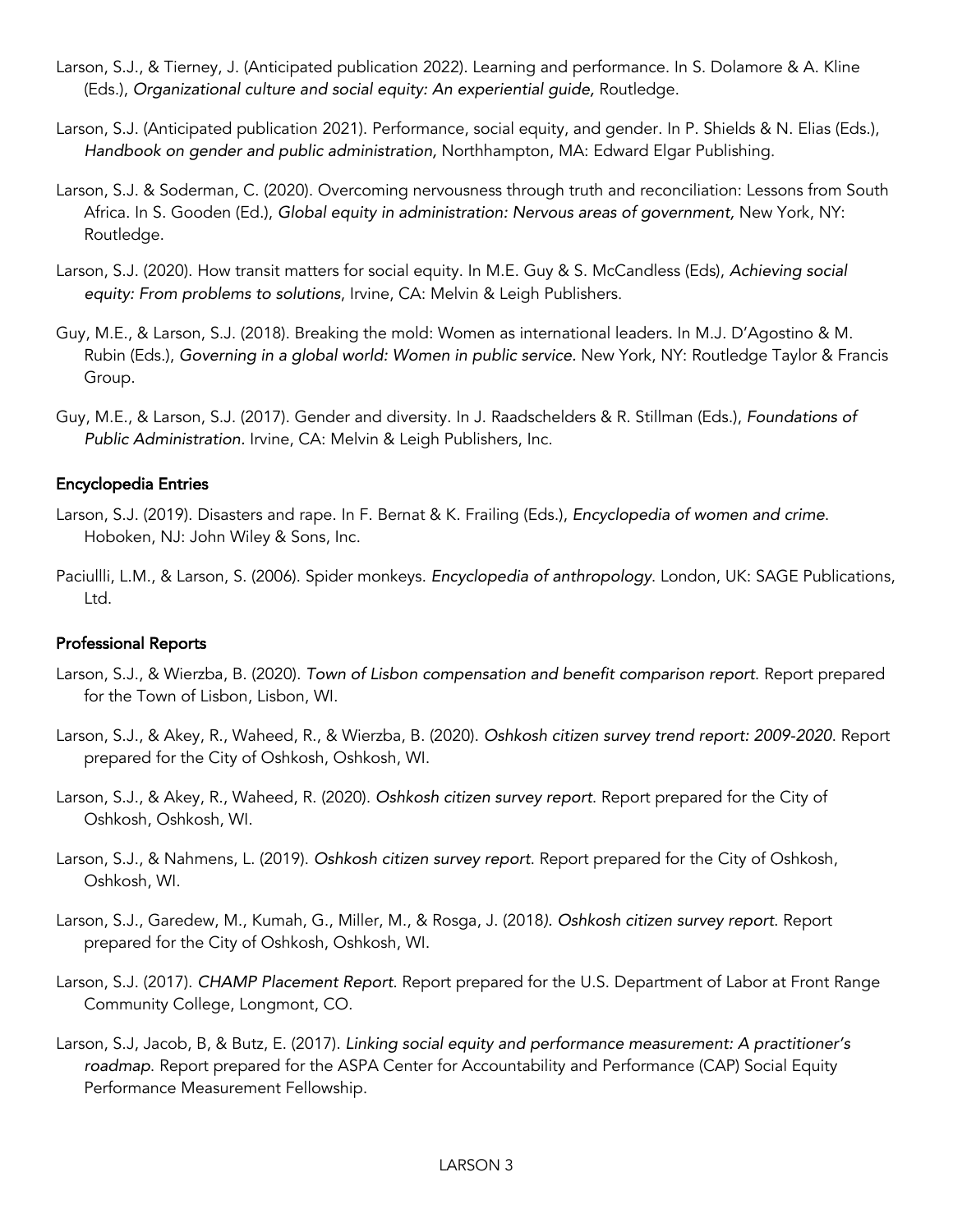Larson, S.J., & Tierney, J. (Anticipated publication 2022). Learning and performance. In S. Dolamore & A. Kline (Eds.), *Organizational culture and social equity: An experiential guide,* Routledge.

Larson, S.J. (Anticipated publication 2021). Performance, social equity, and gender. In P. Shields & N. Elias (Eds.), *Handbook on gender and public administration,* Northhampton, MA: Edward Elgar Publishing.

Larson, S.J. & Soderman, C. (2020). Overcoming nervousness through truth and reconciliation: Lessons from South Africa. In S. Gooden (Ed.), *Global equity in administration: Nervous areas of government,* New York, NY: Routledge.

Larson, S.J. (2020). How transit matters for social equity. In M.E. Guy & S. McCandless (Eds), *Achieving social equity: From problems to solutions*, Irvine, CA: Melvin & Leigh Publishers.

Guy, M.E., & Larson, S.J. (2018). Breaking the mold: Women as international leaders. In M.J. D'Agostino & M. Rubin (Eds.), *Governing in a global world: Women in public service.* New York, NY: Routledge Taylor & Francis Group.

Guy, M.E., & Larson, S.J. (2017). Gender and diversity. In J. Raadschelders & R. Stillman (Eds.), *Foundations of Public Administration.* Irvine, CA: Melvin & Leigh Publishers, Inc.

## Encyclopedia Entries

Larson, S.J. (2019). Disasters and rape. In F. Bernat & K. Frailing (Eds.), *Encyclopedia of women and crime*. Hoboken, NJ: John Wiley & Sons, Inc.

Paciullli, L.M., & Larson, S. (2006). Spider monkeys. *Encyclopedia of anthropology*. London, UK: SAGE Publications, Ltd.

## Professional Reports

Larson, S.J., & Wierzba, B. (2020). *Town of Lisbon compensation and benefit comparison report*. Report prepared for the Town of Lisbon, Lisbon, WI.

Larson, S.J., & Akey, R., Waheed, R., & Wierzba, B. (2020). *Oshkosh citizen survey trend report: 2009-2020*. Report prepared for the City of Oshkosh, Oshkosh, WI.

Larson, S.J., & Akey, R., Waheed, R. (2020). *Oshkosh citizen survey report*. Report prepared for the City of Oshkosh, Oshkosh, WI.

Larson, S.J., & Nahmens, L. (2019). *Oshkosh citizen survey report*. Report prepared for the City of Oshkosh, Oshkosh, WI.

Larson, S.J., Garedew, M., Kumah, G., Miller, M., & Rosga, J. (2018). *Oshkosh citizen survey report*. Report prepared for the City of Oshkosh, Oshkosh, WI.

Larson, S.J. (2017). *CHAMP Placement Report*. Report prepared for the U.S. Department of Labor at Front Range Community College, Longmont, CO.

Larson, S.J, Jacob, B, & Butz, E. (2017). *Linking social equity and performance measurement: A practitioner's roadmap*. Report prepared for the ASPA Center for Accountability and Performance (CAP) Social Equity Performance Measurement Fellowship.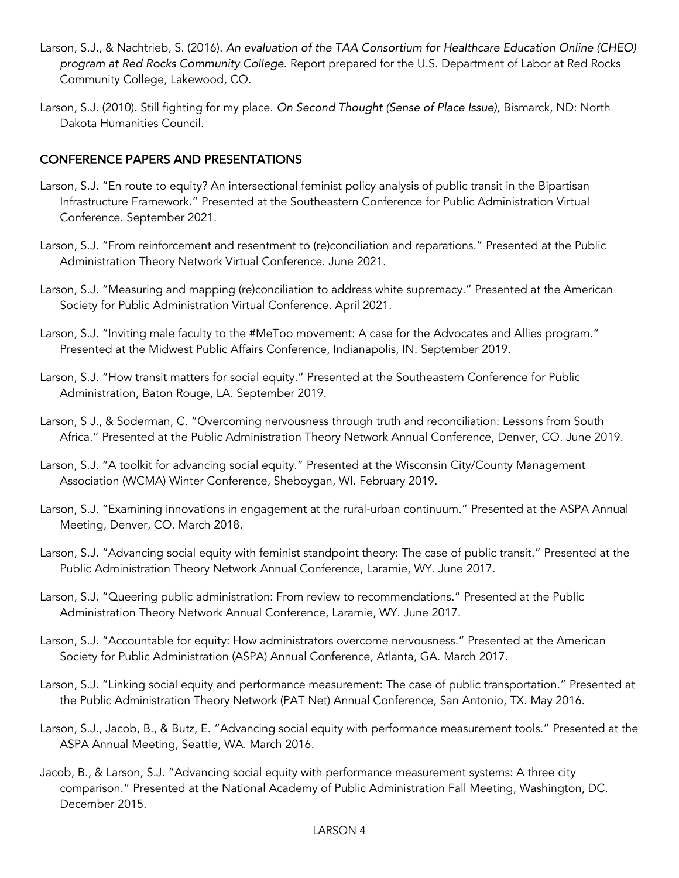Larson, S.J., & Nachtrieb, S. (2016). *An evaluation of the TAA Consortium for Healthcare Education Online (CHEO) program at Red Rocks Community College*. Report prepared for the U.S. Department of Labor at Red Rocks Community College, Lakewood, CO.

Larson, S.J. (2010). Still fighting for my place. *On Second Thought (Sense of Place Issue),* Bismarck, ND: North Dakota Humanities Council.

## CONFERENCE PAPERS AND PRESENTATIONS

Larson, S.J. "En route to equity? An intersectional feminist policy analysis of public transit in the Bipartisan Infrastructure Framework." Presented at the Southeastern Conference for Public Administration Virtual Conference. September 2021.

Larson, S.J. "From reinforcement and resentment to (re)conciliation and reparations." Presented at the Public Administration Theory Network Virtual Conference. June 2021.

Larson, S.J. "Measuring and mapping (re)conciliation to address white supremacy." Presented at the American Society for Public Administration Virtual Conference. April 2021.

Larson, S.J. "Inviting male faculty to the #MeToo movement: A case for the Advocates and Allies program." Presented at the Midwest Public Affairs Conference, Indianapolis, IN. September 2019.

Larson, S.J. "How transit matters for social equity." Presented at the Southeastern Conference for Public Administration, Baton Rouge, LA. September 2019.

Larson, S J., & Soderman, C. "Overcoming nervousness through truth and reconciliation: Lessons from South Africa." Presented at the Public Administration Theory Network Annual Conference, Denver, CO. June 2019.

Larson, S.J. "A toolkit for advancing social equity." Presented at the Wisconsin City/County Management Association (WCMA) Winter Conference, Sheboygan, WI. February 2019.

Larson, S.J. "Examining innovations in engagement at the rural-urban continuum." Presented at the ASPA Annual Meeting, Denver, CO. March 2018.

Larson, S.J. "Advancing social equity with feminist standpoint theory: The case of public transit." Presented at the Public Administration Theory Network Annual Conference, Laramie, WY. June 2017.

Larson, S.J. "Queering public administration: From review to recommendations." Presented at the Public Administration Theory Network Annual Conference, Laramie, WY. June 2017.

Larson, S.J. "Accountable for equity: How administrators overcome nervousness." Presented at the American Society for Public Administration (ASPA) Annual Conference, Atlanta, GA. March 2017.

Larson, S.J. "Linking social equity and performance measurement: The case of public transportation." Presented at the Public Administration Theory Network (PAT Net) Annual Conference, San Antonio, TX. May 2016.

Larson, S.J., Jacob, B., & Butz, E. "Advancing social equity with performance measurement tools." Presented at the ASPA Annual Meeting, Seattle, WA. March 2016.

Jacob, B., & Larson, S.J. "Advancing social equity with performance measurement systems: A three city comparison." Presented at the National Academy of Public Administration Fall Meeting, Washington, DC. December 2015.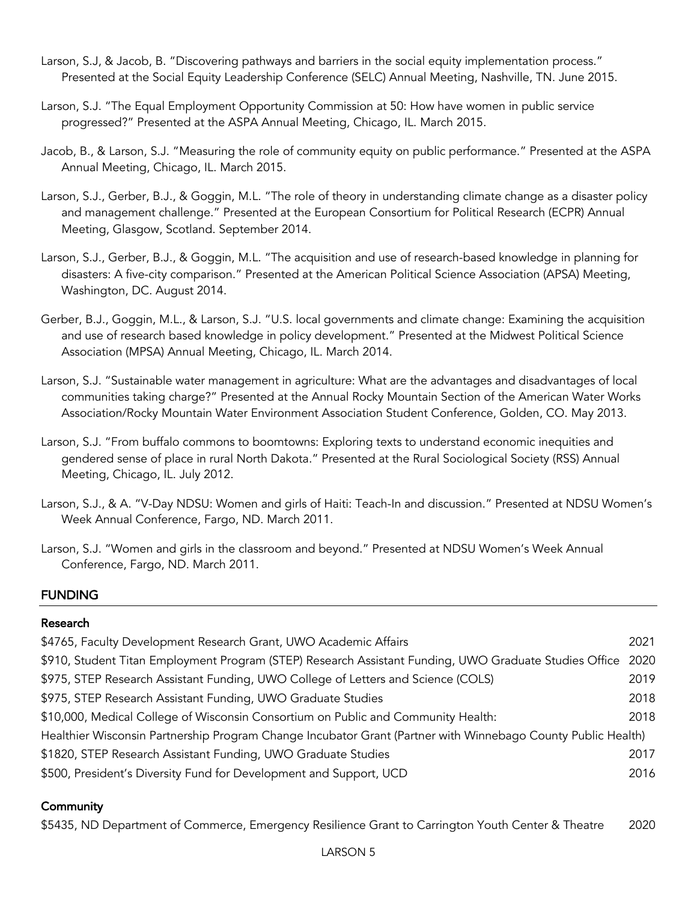Larson, S.J, & Jacob, B. "Discovering pathways and barriers in the social equity implementation process." Presented at the Social Equity Leadership Conference (SELC) Annual Meeting, Nashville, TN. June 2015.

Larson, S.J. "The Equal Employment Opportunity Commission at 50: How have women in public service progressed?" Presented at the ASPA Annual Meeting, Chicago, IL. March 2015.

Jacob, B., & Larson, S.J. "Measuring the role of community equity on public performance." Presented at the ASPA Annual Meeting, Chicago, IL. March 2015.

Larson, S.J., Gerber, B.J., & Goggin, M.L. "The role of theory in understanding climate change as a disaster policy and management challenge." Presented at the European Consortium for Political Research (ECPR) Annual Meeting, Glasgow, Scotland. September 2014.

Larson, S.J., Gerber, B.J., & Goggin, M.L. "The acquisition and use of research-based knowledge in planning for disasters: A five-city comparison." Presented at the American Political Science Association (APSA) Meeting, Washington, DC. August 2014.

Gerber, B.J., Goggin, M.L., & Larson, S.J. "U.S. local governments and climate change: Examining the acquisition and use of research based knowledge in policy development." Presented at the Midwest Political Science Association (MPSA) Annual Meeting, Chicago, IL. March 2014.

Larson, S.J. "Sustainable water management in agriculture: What are the advantages and disadvantages of local communities taking charge?" Presented at the Annual Rocky Mountain Section of the American Water Works Association/Rocky Mountain Water Environment Association Student Conference, Golden, CO. May 2013.

Larson, S.J. "From buffalo commons to boomtowns: Exploring texts to understand economic inequities and gendered sense of place in rural North Dakota." Presented at the Rural Sociological Society (RSS) Annual Meeting, Chicago, IL. July 2012.

Larson, S.J., & A. "V-Day NDSU: Women and girls of Haiti: Teach-In and discussion." Presented at NDSU Women's Week Annual Conference, Fargo, ND. March 2011.

Larson, S.J. "Women and girls in the classroom and beyond." Presented at NDSU Women's Week Annual Conference, Fargo, ND. March 2011.

## FUNDING

### Research

$4765, Faculty Development Research Grant, UWO Academic Affairs — 2021

$910, Student Titan Employment Program (STEP) Research Assistant Funding, UWO Graduate Studies Office — 2020

$975, STEP Research Assistant Funding, UWO College of Letters and Science (COLS) — 2019

$975, STEP Research Assistant Funding, UWO Graduate Studies — 2018

$10,000, Medical College of Wisconsin Consortium on Public and Community Health: Healthier Wisconsin Partnership Program Change Incubator Grant (Partner with Winnebago County Public Health) — 2018

$1820, STEP Research Assistant Funding, UWO Graduate Studies — 2017

$500, President's Diversity Fund for Development and Support, UCD — 2016

### Community

$5435, ND Department of Commerce, Emergency Resilience Grant to Carrington Youth Center & Theatre — 2020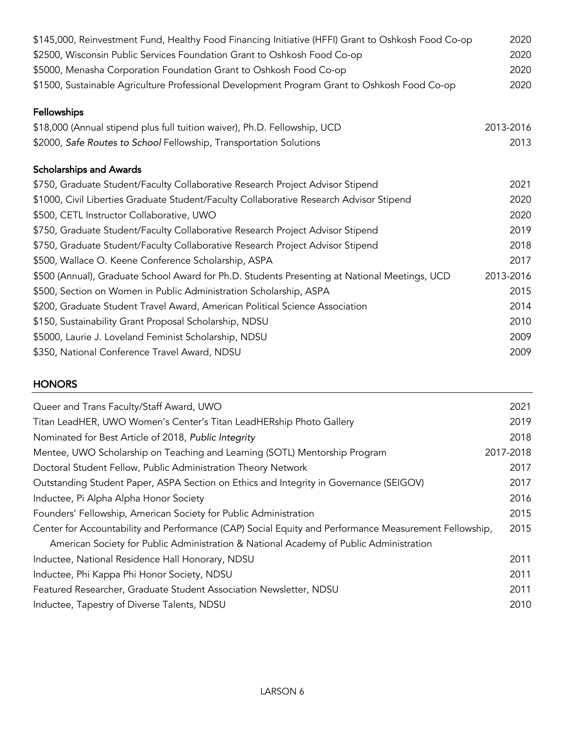$145,000, Reinvestment Fund, Healthy Food Financing Initiative (HFFI) Grant to Oshkosh Food Co-op 2020
$2500, Wisconsin Public Services Foundation Grant to Oshkosh Food Co-op 2020
$5000, Menasha Corporation Foundation Grant to Oshkosh Food Co-op 2020
$1500, Sustainable Agriculture Professional Development Program Grant to Oshkosh Food Co-op 2020

### Fellowships

$18,000 (Annual stipend plus full tuition waiver), Ph.D. Fellowship, UCD 2013-2016
$2000, *Safe Routes to School* Fellowship, Transportation Solutions 2013

### Scholarships and Awards

$750, Graduate Student/Faculty Collaborative Research Project Advisor Stipend 2021
$1000, Civil Liberties Graduate Student/Faculty Collaborative Research Advisor Stipend 2020
$500, CETL Instructor Collaborative, UWO 2020
$750, Graduate Student/Faculty Collaborative Research Project Advisor Stipend 2019
$750, Graduate Student/Faculty Collaborative Research Project Advisor Stipend 2018
$500, Wallace O. Keene Conference Scholarship, ASPA 2017
$500 (Annual), Graduate School Award for Ph.D. Students Presenting at National Meetings, UCD 2013-2016
$500, Section on Women in Public Administration Scholarship, ASPA 2015
$200, Graduate Student Travel Award, American Political Science Association 2014
$150, Sustainability Grant Proposal Scholarship, NDSU 2010
$5000, Laurie J. Loveland Feminist Scholarship, NDSU 2009
$350, National Conference Travel Award, NDSU 2009

## HONORS

Queer and Trans Faculty/Staff Award, UWO 2021
Titan LeadHER, UWO Women's Center's Titan LeadHERship Photo Gallery 2019
Nominated for Best Article of 2018, *Public Integrity* 2018
Mentee, UWO Scholarship on Teaching and Learning (SOTL) Mentorship Program 2017-2018
Doctoral Student Fellow, Public Administration Theory Network 2017
Outstanding Student Paper, ASPA Section on Ethics and Integrity in Governance (SEIGOV) 2017
Inductee, Pi Alpha Alpha Honor Society 2016
Founders' Fellowship, American Society for Public Administration 2015
Center for Accountability and Performance (CAP) Social Equity and Performance Measurement Fellowship, American Society for Public Administration & National Academy of Public Administration 2015
Inductee, National Residence Hall Honorary, NDSU 2011
Inductee, Phi Kappa Phi Honor Society, NDSU 2011
Featured Researcher, Graduate Student Association Newsletter, NDSU 2011
Inductee, Tapestry of Diverse Talents, NDSU 2010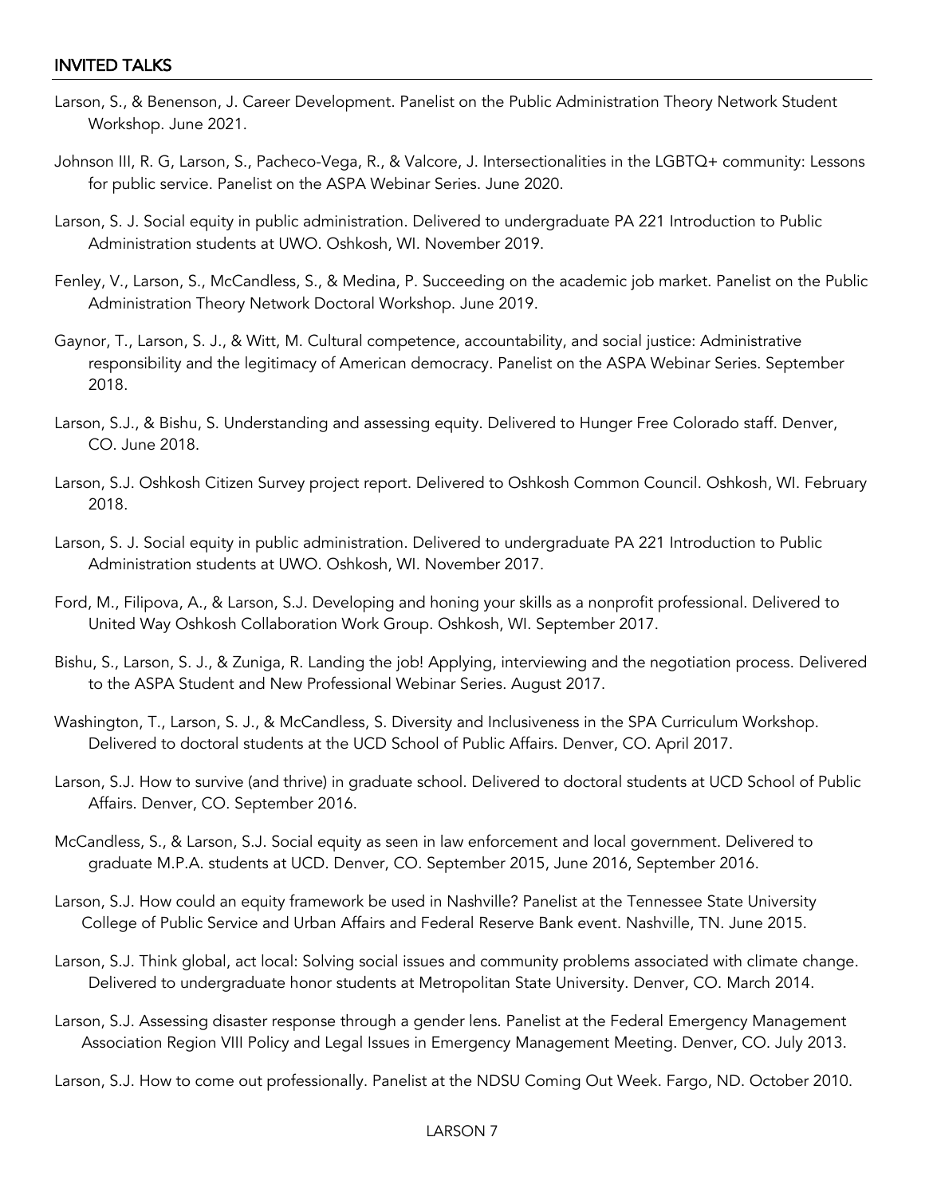## INVITED TALKS

Larson, S., & Benenson, J. Career Development. Panelist on the Public Administration Theory Network Student Workshop. June 2021.

Johnson III, R. G, Larson, S., Pacheco-Vega, R., & Valcore, J. Intersectionalities in the LGBTQ+ community: Lessons for public service. Panelist on the ASPA Webinar Series. June 2020.

Larson, S. J. Social equity in public administration. Delivered to undergraduate PA 221 Introduction to Public Administration students at UWO. Oshkosh, WI. November 2019.

Fenley, V., Larson, S., McCandless, S., & Medina, P. Succeeding on the academic job market. Panelist on the Public Administration Theory Network Doctoral Workshop. June 2019.

Gaynor, T., Larson, S. J., & Witt, M. Cultural competence, accountability, and social justice: Administrative responsibility and the legitimacy of American democracy. Panelist on the ASPA Webinar Series. September 2018.

Larson, S.J., & Bishu, S. Understanding and assessing equity. Delivered to Hunger Free Colorado staff. Denver, CO. June 2018.

Larson, S.J. Oshkosh Citizen Survey project report. Delivered to Oshkosh Common Council. Oshkosh, WI. February 2018.

Larson, S. J. Social equity in public administration. Delivered to undergraduate PA 221 Introduction to Public Administration students at UWO. Oshkosh, WI. November 2017.

Ford, M., Filipova, A., & Larson, S.J. Developing and honing your skills as a nonprofit professional. Delivered to United Way Oshkosh Collaboration Work Group. Oshkosh, WI. September 2017.

Bishu, S., Larson, S. J., & Zuniga, R. Landing the job! Applying, interviewing and the negotiation process. Delivered to the ASPA Student and New Professional Webinar Series. August 2017.

Washington, T., Larson, S. J., & McCandless, S. Diversity and Inclusiveness in the SPA Curriculum Workshop. Delivered to doctoral students at the UCD School of Public Affairs. Denver, CO. April 2017.

Larson, S.J. How to survive (and thrive) in graduate school. Delivered to doctoral students at UCD School of Public Affairs. Denver, CO. September 2016.

McCandless, S., & Larson, S.J. Social equity as seen in law enforcement and local government. Delivered to graduate M.P.A. students at UCD. Denver, CO. September 2015, June 2016, September 2016.

Larson, S.J. How could an equity framework be used in Nashville? Panelist at the Tennessee State University College of Public Service and Urban Affairs and Federal Reserve Bank event. Nashville, TN. June 2015.

Larson, S.J. Think global, act local: Solving social issues and community problems associated with climate change. Delivered to undergraduate honor students at Metropolitan State University. Denver, CO. March 2014.

Larson, S.J. Assessing disaster response through a gender lens. Panelist at the Federal Emergency Management Association Region VIII Policy and Legal Issues in Emergency Management Meeting. Denver, CO. July 2013.

Larson, S.J. How to come out professionally. Panelist at the NDSU Coming Out Week. Fargo, ND. October 2010.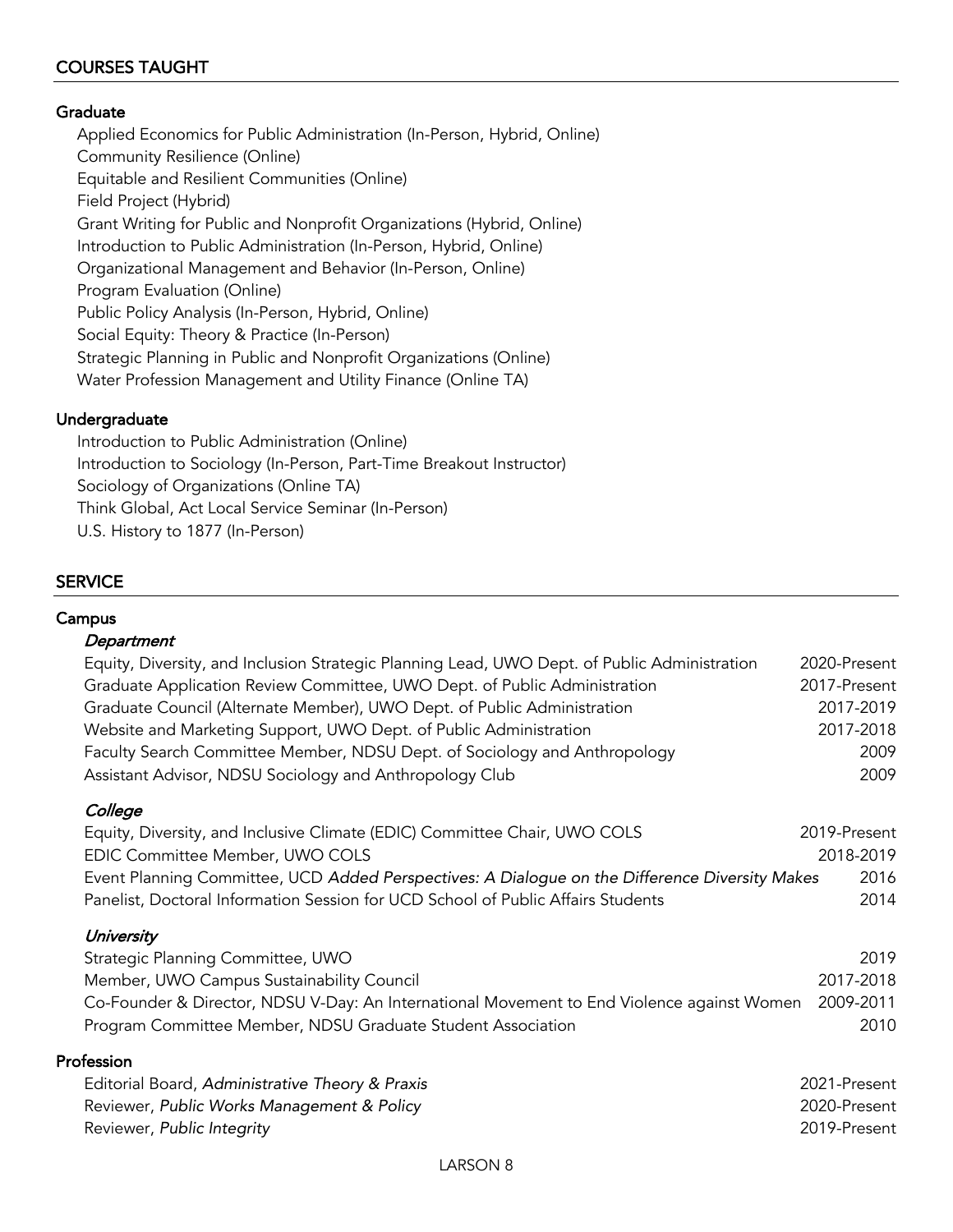## COURSES TAUGHT

### Graduate

Applied Economics for Public Administration (In-Person, Hybrid, Online)
Community Resilience (Online)
Equitable and Resilient Communities (Online)
Field Project (Hybrid)
Grant Writing for Public and Nonprofit Organizations (Hybrid, Online)
Introduction to Public Administration (In-Person, Hybrid, Online)
Organizational Management and Behavior (In-Person, Online)
Program Evaluation (Online)
Public Policy Analysis (In-Person, Hybrid, Online)
Social Equity: Theory & Practice (In-Person)
Strategic Planning in Public and Nonprofit Organizations (Online)
Water Profession Management and Utility Finance (Online TA)

### Undergraduate

Introduction to Public Administration (Online)
Introduction to Sociology (In-Person, Part-Time Breakout Instructor)
Sociology of Organizations (Online TA)
Think Global, Act Local Service Seminar (In-Person)
U.S. History to 1877 (In-Person)

## SERVICE

### Campus

#### *Department*

Equity, Diversity, and Inclusion Strategic Planning Lead, UWO Dept. of Public Administration 2020-Present
Graduate Application Review Committee, UWO Dept. of Public Administration 2017-Present
Graduate Council (Alternate Member), UWO Dept. of Public Administration 2017-2019
Website and Marketing Support, UWO Dept. of Public Administration 2017-2018
Faculty Search Committee Member, NDSU Dept. of Sociology and Anthropology 2009
Assistant Advisor, NDSU Sociology and Anthropology Club 2009

#### *College*

Equity, Diversity, and Inclusive Climate (EDIC) Committee Chair, UWO COLS 2019-Present
EDIC Committee Member, UWO COLS 2018-2019
Event Planning Committee, UCD *Added Perspectives: A Dialogue on the Difference Diversity Makes* 2016
Panelist, Doctoral Information Session for UCD School of Public Affairs Students 2014

#### *University*

Strategic Planning Committee, UWO 2019
Member, UWO Campus Sustainability Council 2017-2018
Co-Founder & Director, NDSU V-Day: An International Movement to End Violence against Women 2009-2011
Program Committee Member, NDSU Graduate Student Association 2010

### Profession

Editorial Board, *Administrative Theory & Praxis* 2021-Present
Reviewer, *Public Works Management & Policy* 2020-Present
Reviewer, *Public Integrity* 2019-Present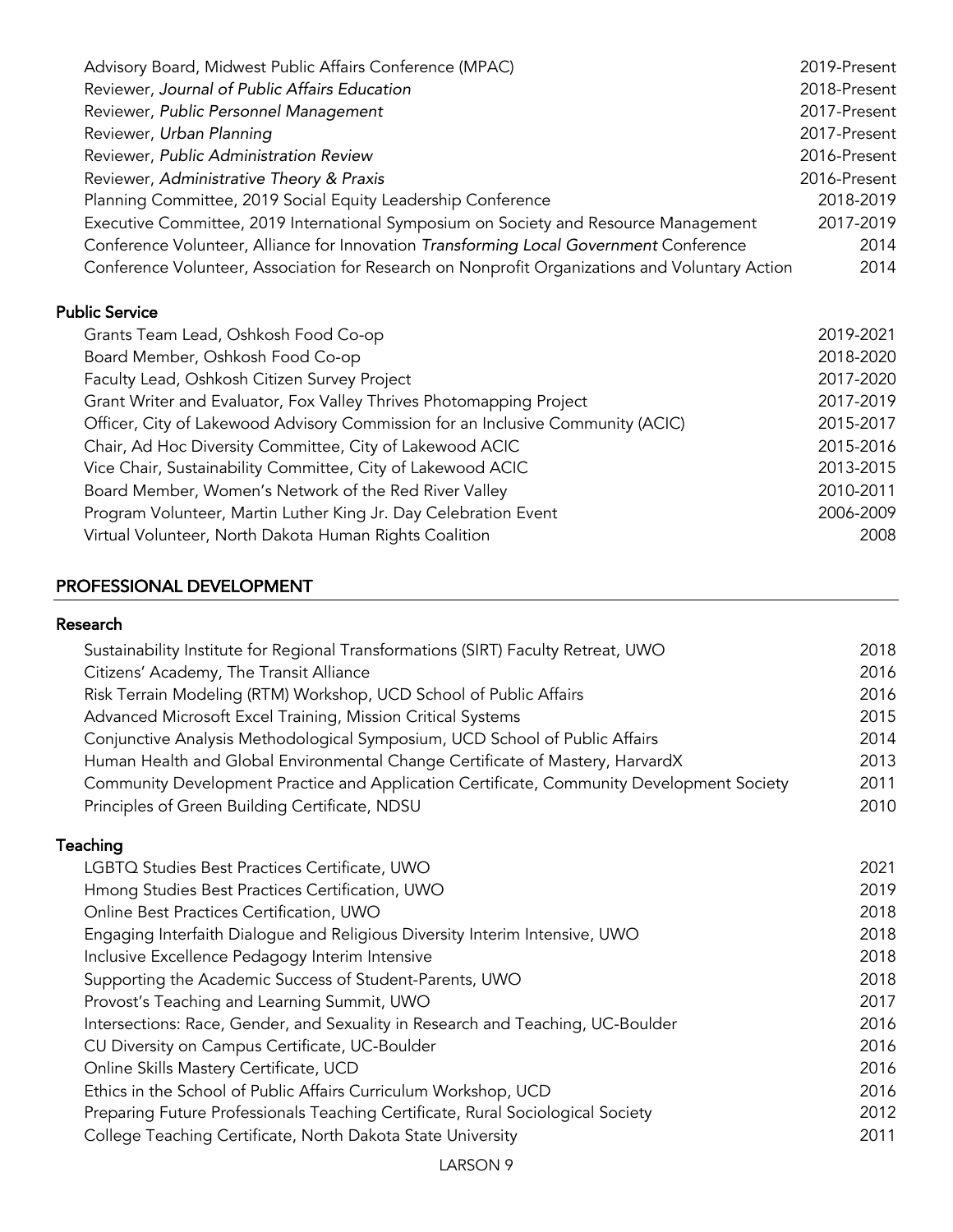| | |
|---|---|
| Advisory Board, Midwest Public Affairs Conference (MPAC) | 2019-Present |
| Reviewer, *Journal of Public Affairs Education* | 2018-Present |
| Reviewer, *Public Personnel Management* | 2017-Present |
| Reviewer, *Urban Planning* | 2017-Present |
| Reviewer, *Public Administration Review* | 2016-Present |
| Reviewer, *Administrative Theory & Praxis* | 2016-Present |
| Planning Committee, 2019 Social Equity Leadership Conference | 2018-2019 |
| Executive Committee, 2019 International Symposium on Society and Resource Management | 2017-2019 |
| Conference Volunteer, Alliance for Innovation *Transforming Local Government* Conference | 2014 |
| Conference Volunteer, Association for Research on Nonprofit Organizations and Voluntary Action | 2014 |

### Public Service

| | |
|---|---|
| Grants Team Lead, Oshkosh Food Co-op | 2019-2021 |
| Board Member, Oshkosh Food Co-op | 2018-2020 |
| Faculty Lead, Oshkosh Citizen Survey Project | 2017-2020 |
| Grant Writer and Evaluator, Fox Valley Thrives Photomapping Project | 2017-2019 |
| Officer, City of Lakewood Advisory Commission for an Inclusive Community (ACIC) | 2015-2017 |
| Chair, Ad Hoc Diversity Committee, City of Lakewood ACIC | 2015-2016 |
| Vice Chair, Sustainability Committee, City of Lakewood ACIC | 2013-2015 |
| Board Member, Women's Network of the Red River Valley | 2010-2011 |
| Program Volunteer, Martin Luther King Jr. Day Celebration Event | 2006-2009 |
| Virtual Volunteer, North Dakota Human Rights Coalition | 2008 |

## PROFESSIONAL DEVELOPMENT

### Research

| | |
|---|---|
| Sustainability Institute for Regional Transformations (SIRT) Faculty Retreat, UWO | 2018 |
| Citizens' Academy, The Transit Alliance | 2016 |
| Risk Terrain Modeling (RTM) Workshop, UCD School of Public Affairs | 2016 |
| Advanced Microsoft Excel Training, Mission Critical Systems | 2015 |
| Conjunctive Analysis Methodological Symposium, UCD School of Public Affairs | 2014 |
| Human Health and Global Environmental Change Certificate of Mastery, HarvardX | 2013 |
| Community Development Practice and Application Certificate, Community Development Society | 2011 |
| Principles of Green Building Certificate, NDSU | 2010 |

### Teaching

| | |
|---|---|
| LGBTQ Studies Best Practices Certificate, UWO | 2021 |
| Hmong Studies Best Practices Certification, UWO | 2019 |
| Online Best Practices Certification, UWO | 2018 |
| Engaging Interfaith Dialogue and Religious Diversity Interim Intensive, UWO | 2018 |
| Inclusive Excellence Pedagogy Interim Intensive | 2018 |
| Supporting the Academic Success of Student-Parents, UWO | 2018 |
| Provost's Teaching and Learning Summit, UWO | 2017 |
| Intersections: Race, Gender, and Sexuality in Research and Teaching, UC-Boulder | 2016 |
| CU Diversity on Campus Certificate, UC-Boulder | 2016 |
| Online Skills Mastery Certificate, UCD | 2016 |
| Ethics in the School of Public Affairs Curriculum Workshop, UCD | 2016 |
| Preparing Future Professionals Teaching Certificate, Rural Sociological Society | 2012 |
| College Teaching Certificate, North Dakota State University | 2011 |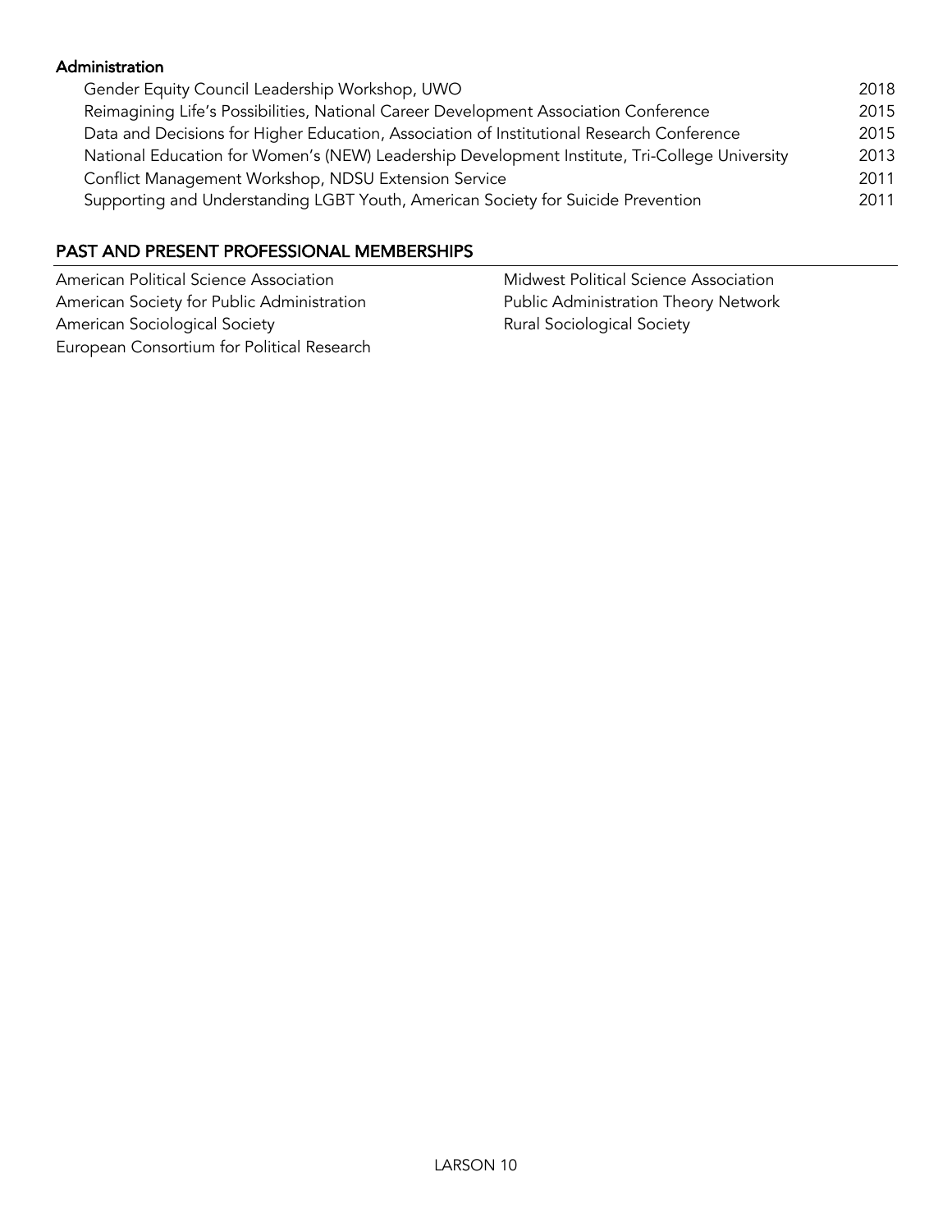**Administration**

| | |
|---|---|
| Gender Equity Council Leadership Workshop, UWO | 2018 |
| Reimagining Life's Possibilities, National Career Development Association Conference | 2015 |
| Data and Decisions for Higher Education, Association of Institutional Research Conference | 2015 |
| National Education for Women's (NEW) Leadership Development Institute, Tri-College University | 2013 |
| Conflict Management Workshop, NDSU Extension Service | 2011 |
| Supporting and Understanding LGBT Youth, American Society for Suicide Prevention | 2011 |

## PAST AND PRESENT PROFESSIONAL MEMBERSHIPS

American Political Science Association
American Society for Public Administration
American Sociological Society
European Consortium for Political Research
Midwest Political Science Association
Public Administration Theory Network
Rural Sociological Society